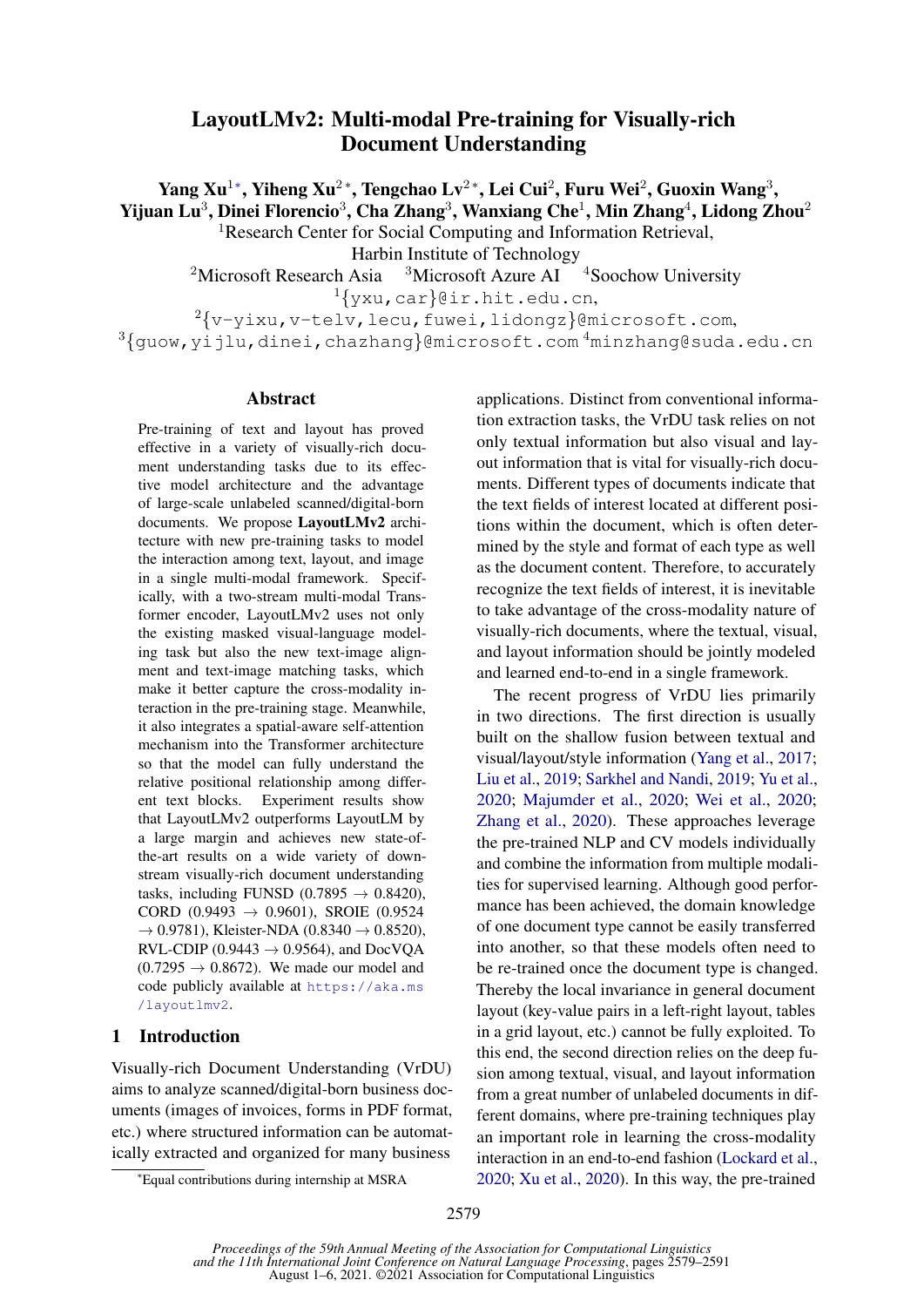# LayoutLMv2: Multi-modal Pre-training for Visually-rich Document Understanding

**Yang Xu**[1*], **Yiheng Xu**[2*], **Tengchao Lv**[2*], **Lei Cui**[2], **Furu Wei**[2], **Guoxin Wang**[3], **Yijuan Lu**[3], **Dinei Florencio**[3], **Cha Zhang**[3], **Wanxiang Che**[1], **Min Zhang**[4], **Lidong Zhou**[2]

[1]Research Center for Social Computing and Information Retrieval, Harbin Institute of Technology

[2]Microsoft Research Asia [3]Microsoft Azure AI [4]Soochow University

[1]{yxu,car}@ir.hit.edu.cn,

[2]{v-yixu,v-telv,lecu,fuwei,lidongz}@microsoft.com,

[3]{guow,yijlu,dinei,chazhang}@microsoft.com [4]minzhang@suda.edu.cn

## Abstract

Pre-training of text and layout has proved effective in a variety of visually-rich document understanding tasks due to its effective model architecture and the advantage of large-scale unlabeled scanned/digital-born documents. We propose **LayoutLMv2** architecture with new pre-training tasks to model the interaction among text, layout, and image in a single multi-modal framework. Specifically, with a two-stream multi-modal Transformer encoder, LayoutLMv2 uses not only the existing masked visual-language modeling task but also the new text-image alignment and text-image matching tasks, which make it better capture the cross-modality interaction in the pre-training stage. Meanwhile, it also integrates a spatial-aware self-attention mechanism into the Transformer architecture so that the model can fully understand the relative positional relationship among different text blocks. Experiment results show that LayoutLMv2 outperforms LayoutLM by a large margin and achieves new state-of-the-art results on a wide variety of downstream visually-rich document understanding tasks, including FUNSD (0.7895 → 0.8420), CORD (0.9493 → 0.9601), SROIE (0.9524 → 0.9781), Kleister-NDA (0.8340 → 0.8520), RVL-CDIP (0.9443 → 0.9564), and DocVQA (0.7295 → 0.8672). We made our model and code publicly available at https://aka.ms/layoutlmv2.

## 1 Introduction

Visually-rich Document Understanding (VrDU) aims to analyze scanned/digital-born business documents (images of invoices, forms in PDF format, etc.) where structured information can be automatically extracted and organized for many business applications. Distinct from conventional information extraction tasks, the VrDU task relies on not only textual information but also visual and layout information that is vital for visually-rich documents. Different types of documents indicate that the text fields of interest located at different positions within the document, which is often determined by the style and format of each type as well as the document content. Therefore, to accurately recognize the text fields of interest, it is inevitable to take advantage of the cross-modality nature of visually-rich documents, where the textual, visual, and layout information should be jointly modeled and learned end-to-end in a single framework.

The recent progress of VrDU lies primarily in two directions. The first direction is usually built on the shallow fusion between textual and visual/layout/style information (Yang et al., 2017; Liu et al., 2019; Sarkhel and Nandi, 2019; Yu et al., 2020; Majumder et al., 2020; Wei et al., 2020; Zhang et al., 2020). These approaches leverage the pre-trained NLP and CV models individually and combine the information from multiple modalities for supervised learning. Although good performance has been achieved, the domain knowledge of one document type cannot be easily transferred into another, so that these models often need to be re-trained once the document type is changed. Thereby the local invariance in general document layout (key-value pairs in a left-right layout, tables in a grid layout, etc.) cannot be fully exploited. To this end, the second direction relies on the deep fusion among textual, visual, and layout information from a great number of unlabeled documents in different domains, where pre-training techniques play an important role in learning the cross-modality interaction in an end-to-end fashion (Lockard et al., 2020; Xu et al., 2020). In this way, the pre-trained

*Equal contributions during internship at MSRA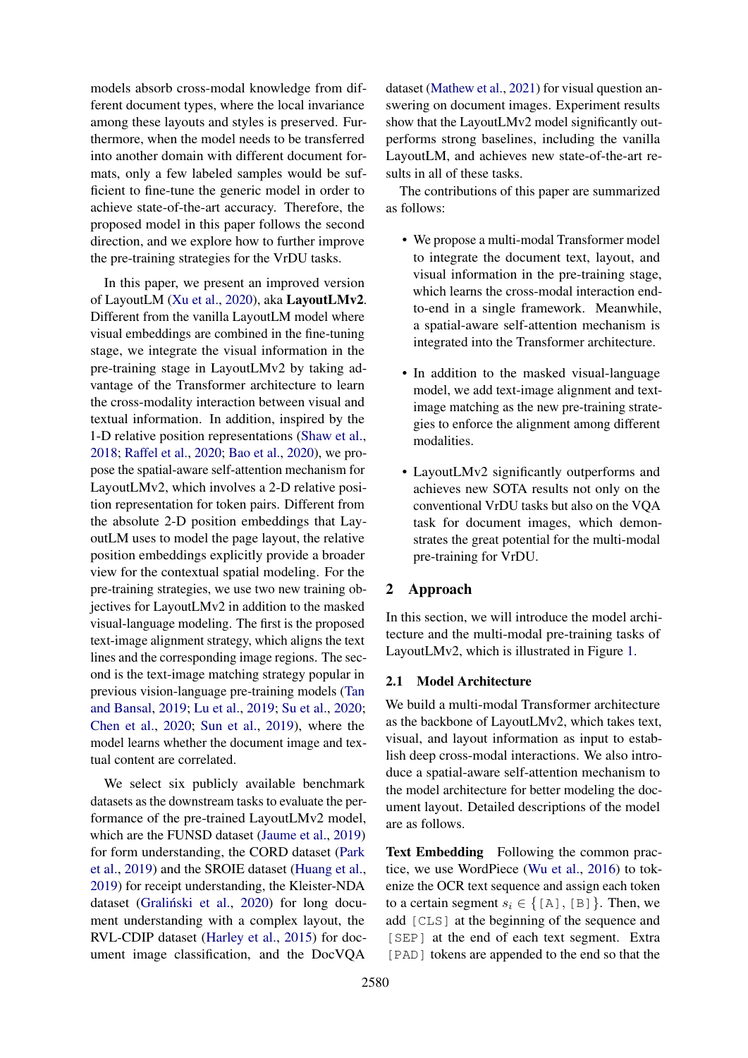models absorb cross-modal knowledge from different document types, where the local invariance among these layouts and styles is preserved. Furthermore, when the model needs to be transferred into another domain with different document formats, only a few labeled samples would be sufficient to fine-tune the generic model in order to achieve state-of-the-art accuracy. Therefore, the proposed model in this paper follows the second direction, and we explore how to further improve the pre-training strategies for the VrDU tasks.

In this paper, we present an improved version of LayoutLM (Xu et al., 2020), aka **LayoutLMv2**. Different from the vanilla LayoutLM model where visual embeddings are combined in the fine-tuning stage, we integrate the visual information in the pre-training stage in LayoutLMv2 by taking advantage of the Transformer architecture to learn the cross-modality interaction between visual and textual information. In addition, inspired by the 1-D relative position representations (Shaw et al., 2018; Raffel et al., 2020; Bao et al., 2020), we propose the spatial-aware self-attention mechanism for LayoutLMv2, which involves a 2-D relative position representation for token pairs. Different from the absolute 2-D position embeddings that LayoutLM uses to model the page layout, the relative position embeddings explicitly provide a broader view for the contextual spatial modeling. For the pre-training strategies, we use two new training objectives for LayoutLMv2 in addition to the masked visual-language modeling. The first is the proposed text-image alignment strategy, which aligns the text lines and the corresponding image regions. The second is the text-image matching strategy popular in previous vision-language pre-training models (Tan and Bansal, 2019; Lu et al., 2019; Su et al., 2020; Chen et al., 2020; Sun et al., 2019), where the model learns whether the document image and textual content are correlated.

We select six publicly available benchmark datasets as the downstream tasks to evaluate the performance of the pre-trained LayoutLMv2 model, which are the FUNSD dataset (Jaume et al., 2019) for form understanding, the CORD dataset (Park et al., 2019) and the SROIE dataset (Huang et al., 2019) for receipt understanding, the Kleister-NDA dataset (Graliński et al., 2020) for long document understanding with a complex layout, the RVL-CDIP dataset (Harley et al., 2015) for document image classification, and the DocVQA dataset (Mathew et al., 2021) for visual question answering on document images. Experiment results show that the LayoutLMv2 model significantly outperforms strong baselines, including the vanilla LayoutLM, and achieves new state-of-the-art results in all of these tasks.

The contributions of this paper are summarized as follows:

- We propose a multi-modal Transformer model to integrate the document text, layout, and visual information in the pre-training stage, which learns the cross-modal interaction end-to-end in a single framework. Meanwhile, a spatial-aware self-attention mechanism is integrated into the Transformer architecture.
- In addition to the masked visual-language model, we add text-image alignment and text-image matching as the new pre-training strategies to enforce the alignment among different modalities.
- LayoutLMv2 significantly outperforms and achieves new SOTA results not only on the conventional VrDU tasks but also on the VQA task for document images, which demonstrates the great potential for the multi-modal pre-training for VrDU.

## 2 Approach

In this section, we will introduce the model architecture and the multi-modal pre-training tasks of LayoutLMv2, which is illustrated in Figure 1.

### 2.1 Model Architecture

We build a multi-modal Transformer architecture as the backbone of LayoutLMv2, which takes text, visual, and layout information as input to establish deep cross-modal interactions. We also introduce a spatial-aware self-attention mechanism to the model architecture for better modeling the document layout. Detailed descriptions of the model are as follows.

**Text Embedding** Following the common practice, we use WordPiece (Wu et al., 2016) to tokenize the OCR text sequence and assign each token to a certain segment $s_i \in \{$[A], [B]$\}$. Then, we add [CLS] at the beginning of the sequence and [SEP] at the end of each text segment. Extra [PAD] tokens are appended to the end so that the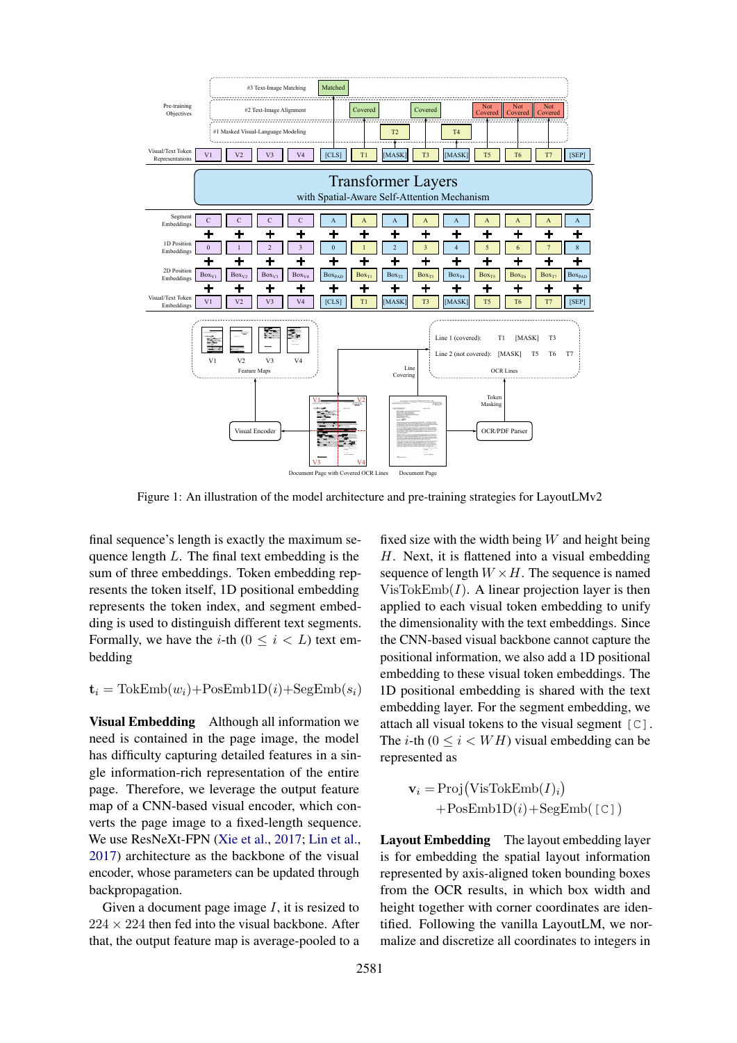Figure 1: An illustration of the model architecture and pre-training strategies for LayoutLMv2

final sequence's length is exactly the maximum sequence length $L$. The final text embedding is the sum of three embeddings. Token embedding represents the token itself, 1D positional embedding represents the token index, and segment embedding is used to distinguish different text segments. Formally, we have the $i$-th ($0 \leq i < L$) text embedding

$$\mathbf{t}_i = \text{TokEmb}(w_i) + \text{PosEmb1D}(i) + \text{SegEmb}(s_i)$$

**Visual Embedding** Although all information we need is contained in the page image, the model has difficulty capturing detailed features in a single information-rich representation of the entire page. Therefore, we leverage the output feature map of a CNN-based visual encoder, which converts the page image to a fixed-length sequence. We use ResNeXt-FPN (Xie et al., 2017; Lin et al., 2017) architecture as the backbone of the visual encoder, whose parameters can be updated through backpropagation.

Given a document page image $I$, it is resized to $224 \times 224$ then fed into the visual backbone. After that, the output feature map is average-pooled to a fixed size with the width being $W$ and height being $H$. Next, it is flattened into a visual embedding sequence of length $W \times H$. The sequence is named $\text{VisTokEmb}(I)$. A linear projection layer is then applied to each visual token embedding to unify the dimensionality with the text embeddings. Since the CNN-based visual backbone cannot capture the positional information, we also add a 1D positional embedding to these visual token embeddings. The 1D positional embedding is shared with the text embedding layer. For the segment embedding, we attach all visual tokens to the visual segment `[C]`. The $i$-th ($0 \leq i < WH$) visual embedding can be represented as

$$\begin{aligned}\mathbf{v}_i = &\text{Proj}\big(\text{VisTokEmb}(I)_i\big) \\ &+ \text{PosEmb1D}(i) + \text{SegEmb}(\texttt{[C]})\end{aligned}$$

**Layout Embedding** The layout embedding layer is for embedding the spatial layout information represented by axis-aligned token bounding boxes from the OCR results, in which box width and height together with corner coordinates are identified. Following the vanilla LayoutLM, we normalize and discretize all coordinates to integers in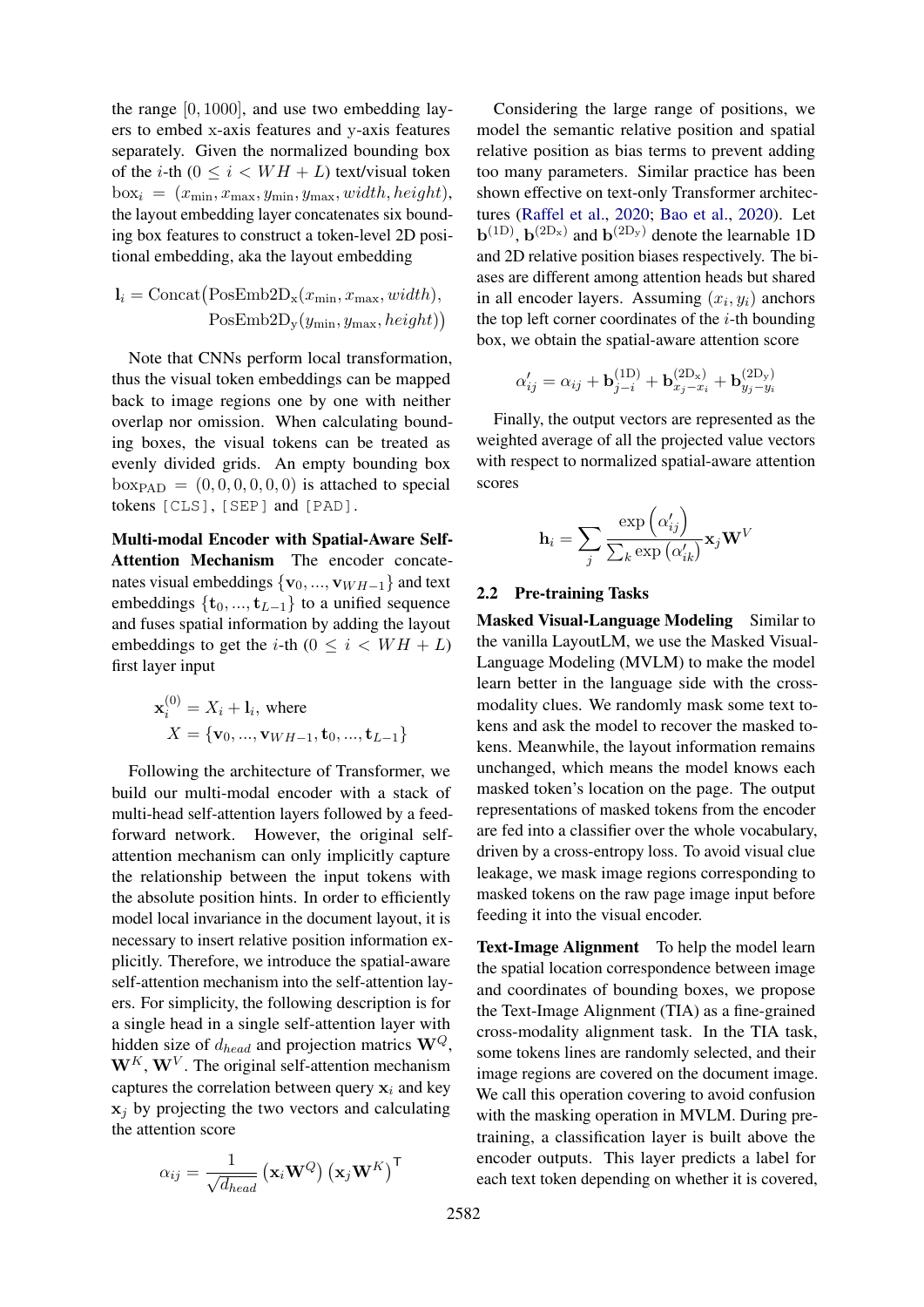the range $[0, 1000]$, and use two embedding layers to embed x-axis features and y-axis features separately. Given the normalized bounding box of the $i$-th ($0 \leq i < WH + L$) text/visual token $\text{box}_i = (x_{\min}, x_{\max}, y_{\min}, y_{\max}, width, height)$, the layout embedding layer concatenates six bounding box features to construct a token-level 2D positional embedding, aka the layout embedding

$$\mathbf{l}_i = \text{Concat}\big(\text{PosEmb2D}_\text{x}(x_{\min}, x_{\max}, width), \\ \text{PosEmb2D}_\text{y}(y_{\min}, y_{\max}, height)\big)$$

Note that CNNs perform local transformation, thus the visual token embeddings can be mapped back to image regions one by one with neither overlap nor omission. When calculating bounding boxes, the visual tokens can be treated as evenly divided grids. An empty bounding box $\text{box}_{\text{PAD}} = (0, 0, 0, 0, 0, 0)$ is attached to special tokens `[CLS]`, `[SEP]` and `[PAD]`.

**Multi-modal Encoder with Spatial-Aware Self-Attention Mechanism** The encoder concatenates visual embeddings $\{\mathbf{v}_0, ..., \mathbf{v}_{WH-1}\}$ and text embeddings $\{\mathbf{t}_0, ..., \mathbf{t}_{L-1}\}$ to a unified sequence and fuses spatial information by adding the layout embeddings to get the $i$-th ($0 \leq i < WH + L$) first layer input

$$\mathbf{x}_i^{(0)} = X_i + \mathbf{l}_i, \text{ where} \\ X = \{\mathbf{v}_0, ..., \mathbf{v}_{WH-1}, \mathbf{t}_0, ..., \mathbf{t}_{L-1}\}$$

Following the architecture of Transformer, we build our multi-modal encoder with a stack of multi-head self-attention layers followed by a feed-forward network. However, the original self-attention mechanism can only implicitly capture the relationship between the input tokens with the absolute position hints. In order to efficiently model local invariance in the document layout, it is necessary to insert relative position information explicitly. Therefore, we introduce the spatial-aware self-attention mechanism into the self-attention layers. For simplicity, the following description is for a single head in a single self-attention layer with hidden size of $d_{head}$ and projection matrics $\mathbf{W}^Q$, $\mathbf{W}^K$, $\mathbf{W}^V$. The original self-attention mechanism captures the correlation between query $\mathbf{x}_i$ and key $\mathbf{x}_j$ by projecting the two vectors and calculating the attention score

$$\alpha_{ij} = \frac{1}{\sqrt{d_{head}}} \left(\mathbf{x}_i \mathbf{W}^Q\right) \left(\mathbf{x}_j \mathbf{W}^K\right)^\mathsf{T}$$

Considering the large range of positions, we model the semantic relative position and spatial relative position as bias terms to prevent adding too many parameters. Similar practice has been shown effective on text-only Transformer architectures (Raffel et al., 2020; Bao et al., 2020). Let $\mathbf{b}^{(\text{1D})}$, $\mathbf{b}^{(\text{2D}_\text{x})}$ and $\mathbf{b}^{(\text{2D}_\text{y})}$ denote the learnable 1D and 2D relative position biases respectively. The biases are different among attention heads but shared in all encoder layers. Assuming $(x_i, y_i)$ anchors the top left corner coordinates of the $i$-th bounding box, we obtain the spatial-aware attention score

$$\alpha'_{ij} = \alpha_{ij} + \mathbf{b}^{(\text{1D})}_{j-i} + \mathbf{b}^{(\text{2D}_\text{x})}_{x_j - x_i} + \mathbf{b}^{(\text{2D}_\text{y})}_{y_j - y_i}$$

Finally, the output vectors are represented as the weighted average of all the projected value vectors with respect to normalized spatial-aware attention scores

$$\mathbf{h}_i = \sum_j \frac{\exp\left(\alpha'_{ij}\right)}{\sum_k \exp\left(\alpha'_{ik}\right)} \mathbf{x}_j \mathbf{W}^V$$

## 2.2 Pre-training Tasks

**Masked Visual-Language Modeling** Similar to the vanilla LayoutLM, we use the Masked Visual-Language Modeling (MVLM) to make the model learn better in the language side with the cross-modality clues. We randomly mask some text tokens and ask the model to recover the masked tokens. Meanwhile, the layout information remains unchanged, which means the model knows each masked token's location on the page. The output representations of masked tokens from the encoder are fed into a classifier over the whole vocabulary, driven by a cross-entropy loss. To avoid visual clue leakage, we mask image regions corresponding to masked tokens on the raw page image input before feeding it into the visual encoder.

**Text-Image Alignment** To help the model learn the spatial location correspondence between image and coordinates of bounding boxes, we propose the Text-Image Alignment (TIA) as a fine-grained cross-modality alignment task. In the TIA task, some tokens lines are randomly selected, and their image regions are covered on the document image. We call this operation covering to avoid confusion with the masking operation in MVLM. During pre-training, a classification layer is built above the encoder outputs. This layer predicts a label for each text token depending on whether it is covered,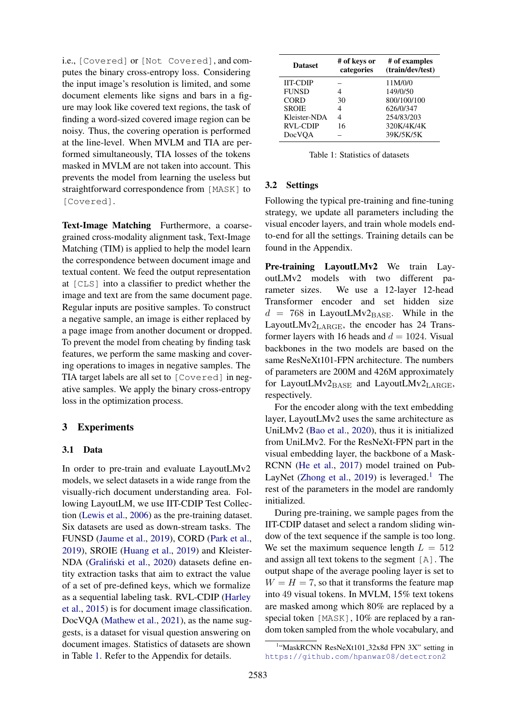i.e., [Covered] or [Not Covered], and computes the binary cross-entropy loss. Considering the input image's resolution is limited, and some document elements like signs and bars in a figure may look like covered text regions, the task of finding a word-sized covered image region can be noisy. Thus, the covering operation is performed at the line-level. When MVLM and TIA are performed simultaneously, TIA losses of the tokens masked in MVLM are not taken into account. This prevents the model from learning the useless but straightforward correspondence from [MASK] to [Covered].

**Text-Image Matching** Furthermore, a coarse-grained cross-modality alignment task, Text-Image Matching (TIM) is applied to help the model learn the correspondence between document image and textual content. We feed the output representation at [CLS] into a classifier to predict whether the image and text are from the same document page. Regular inputs are positive samples. To construct a negative sample, an image is either replaced by a page image from another document or dropped. To prevent the model from cheating by finding task features, we perform the same masking and covering operations to images in negative samples. The TIA target labels are all set to [Covered] in negative samples. We apply the binary cross-entropy loss in the optimization process.

## 3 Experiments

### 3.1 Data

In order to pre-train and evaluate LayoutLMv2 models, we select datasets in a wide range from the visually-rich document understanding area. Following LayoutLM, we use IIT-CDIP Test Collection (Lewis et al., 2006) as the pre-training dataset. Six datasets are used as down-stream tasks. The FUNSD (Jaume et al., 2019), CORD (Park et al., 2019), SROIE (Huang et al., 2019) and Kleister-NDA (Graliński et al., 2020) datasets define entity extraction tasks that aim to extract the value of a set of pre-defined keys, which we formalize as a sequential labeling task. RVL-CDIP (Harley et al., 2015) is for document image classification. DocVQA (Mathew et al., 2021), as the name suggests, is a dataset for visual question answering on document images. Statistics of datasets are shown in Table 1. Refer to the Appendix for details.

| Dataset | # of keys or categories | # of examples (train/dev/test) |
|---|---|---|
| IIT-CDIP | – | 11M/0/0 |
| FUNSD | 4 | 149/0/50 |
| CORD | 30 | 800/100/100 |
| SROIE | 4 | 626/0/347 |
| Kleister-NDA | 4 | 254/83/203 |
| RVL-CDIP | 16 | 320K/4K/4K |
| DocVQA | – | 39K/5K/5K |

Table 1: Statistics of datasets

### 3.2 Settings

Following the typical pre-training and fine-tuning strategy, we update all parameters including the visual encoder layers, and train whole models end-to-end for all the settings. Training details can be found in the Appendix.

**Pre-training LayoutLMv2** We train LayoutLMv2 models with two different parameter sizes. We use a 12-layer 12-head Transformer encoder and set hidden size $d = 768$ in LayoutLMv2$_{\text{BASE}}$. While in the LayoutLMv2$_{\text{LARGE}}$, the encoder has 24 Transformer layers with 16 heads and $d = 1024$. Visual backbones in the two models are based on the same ResNeXt101-FPN architecture. The numbers of parameters are 200M and 426M approximately for LayoutLMv2$_{\text{BASE}}$ and LayoutLMv2$_{\text{LARGE}}$, respectively.

For the encoder along with the text embedding layer, LayoutLMv2 uses the same architecture as UniLMv2 (Bao et al., 2020), thus it is initialized from UniLMv2. For the ResNeXt-FPN part in the visual embedding layer, the backbone of a Mask-RCNN (He et al., 2017) model trained on PubLayNet (Zhong et al., 2019) is leveraged.[1] The rest of the parameters in the model are randomly initialized.

During pre-training, we sample pages from the IIT-CDIP dataset and select a random sliding window of the text sequence if the sample is too long. We set the maximum sequence length $L = 512$ and assign all text tokens to the segment [A]. The output shape of the average pooling layer is set to $W = H = 7$, so that it transforms the feature map into 49 visual tokens. In MVLM, 15% text tokens are masked among which 80% are replaced by a special token [MASK], 10% are replaced by a random token sampled from the whole vocabulary, and

[1] "MaskRCNN ResNeXt101_32x8d FPN 3X" setting in https://github.com/hpanwar08/detectron2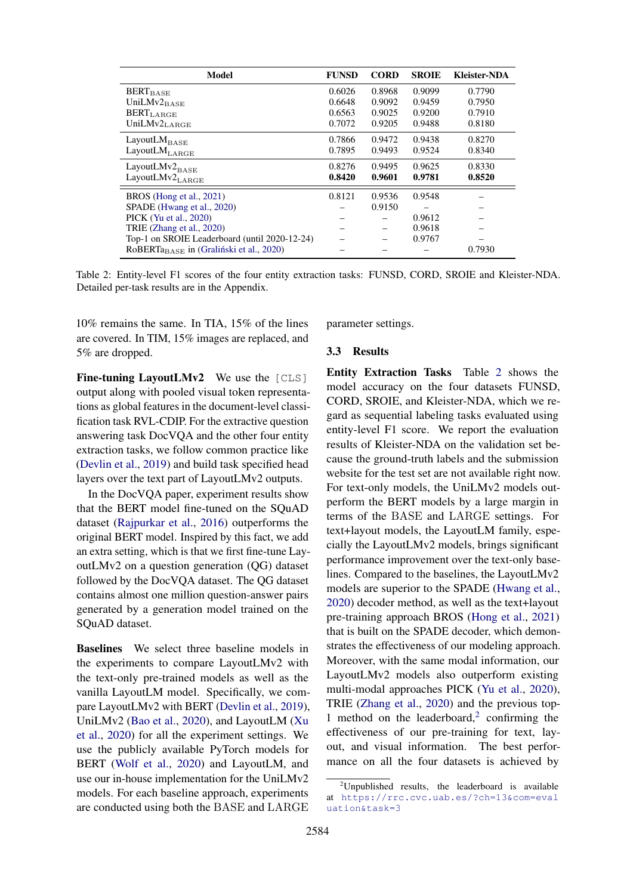| Model | FUNSD | CORD | SROIE | Kleister-NDA |
|---|---|---|---|---|
| $\text{BERT}_{\text{BASE}}$ | 0.6026 | 0.8968 | 0.9099 | 0.7790 |
| $\text{UniLMv2}_{\text{BASE}}$ | 0.6648 | 0.9092 | 0.9459 | 0.7950 |
| $\text{BERT}_{\text{LARGE}}$ | 0.6563 | 0.9025 | 0.9200 | 0.7910 |
| $\text{UniLMv2}_{\text{LARGE}}$ | 0.7072 | 0.9205 | 0.9488 | 0.8180 |
| $\text{LayoutLM}_{\text{BASE}}$ | 0.7866 | 0.9472 | 0.9438 | 0.8270 |
| $\text{LayoutLM}_{\text{LARGE}}$ | 0.7895 | 0.9493 | 0.9524 | 0.8340 |
| $\text{LayoutLMv2}_{\text{BASE}}$ | 0.8276 | 0.9495 | 0.9625 | 0.8330 |
| $\text{LayoutLMv2}_{\text{LARGE}}$ | **0.8420** | **0.9601** | **0.9781** | **0.8520** |
| BROS (Hong et al., 2021) | 0.8121 | 0.9536 | 0.9548 | – |
| SPADE (Hwang et al., 2020) | – | 0.9150 | – | – |
| PICK (Yu et al., 2020) | – | – | 0.9612 | – |
| TRIE (Zhang et al., 2020) | – | – | 0.9618 | – |
| Top-1 on SROIE Leaderboard (until 2020-12-24) | – | – | 0.9767 | – |
| $\text{RoBERTa}_{\text{BASE}}$ in (Graliński et al., 2020) | – | – | – | 0.7930 |

Table 2: Entity-level F1 scores of the four entity extraction tasks: FUNSD, CORD, SROIE and Kleister-NDA. Detailed per-task results are in the Appendix.

10% remains the same. In TIA, 15% of the lines are covered. In TIM, 15% images are replaced, and 5% are dropped.

**Fine-tuning LayoutLMv2** We use the [CLS] output along with pooled visual token representations as global features in the document-level classification task RVL-CDIP. For the extractive question answering task DocVQA and the other four entity extraction tasks, we follow common practice like (Devlin et al., 2019) and build task specified head layers over the text part of LayoutLMv2 outputs.

In the DocVQA paper, experiment results show that the BERT model fine-tuned on the SQuAD dataset (Rajpurkar et al., 2016) outperforms the original BERT model. Inspired by this fact, we add an extra setting, which is that we first fine-tune LayoutLMv2 on a question generation (QG) dataset followed by the DocVQA dataset. The QG dataset contains almost one million question-answer pairs generated by a generation model trained on the SQuAD dataset.

**Baselines** We select three baseline models in the experiments to compare LayoutLMv2 with the text-only pre-trained models as well as the vanilla LayoutLM model. Specifically, we compare LayoutLMv2 with BERT (Devlin et al., 2019), UniLMv2 (Bao et al., 2020), and LayoutLM (Xu et al., 2020) for all the experiment settings. We use the publicly available PyTorch models for BERT (Wolf et al., 2020) and LayoutLM, and use our in-house implementation for the UniLMv2 models. For each baseline approach, experiments are conducted using both the BASE and LARGE parameter settings.

### 3.3 Results

**Entity Extraction Tasks** Table 2 shows the model accuracy on the four datasets FUNSD, CORD, SROIE, and Kleister-NDA, which we regard as sequential labeling tasks evaluated using entity-level F1 score. We report the evaluation results of Kleister-NDA on the validation set because the ground-truth labels and the submission website for the test set are not available right now. For text-only models, the UniLMv2 models outperform the BERT models by a large margin in terms of the BASE and LARGE settings. For text+layout models, the LayoutLM family, especially the LayoutLMv2 models, brings significant performance improvement over the text-only baselines. Compared to the baselines, the LayoutLMv2 models are superior to the SPADE (Hwang et al., 2020) decoder method, as well as the text+layout pre-training approach BROS (Hong et al., 2021) that is built on the SPADE decoder, which demonstrates the effectiveness of our modeling approach. Moreover, with the same modal information, our LayoutLMv2 models also outperform existing multi-modal approaches PICK (Yu et al., 2020), TRIE (Zhang et al., 2020) and the previous top-1 method on the leaderboard,[2] confirming the effectiveness of our pre-training for text, layout, and visual information. The best performance on all the four datasets is achieved by

[2] Unpublished results, the leaderboard is available at https://rrc.cvc.uab.es/?ch=13&com=evaluation&task=3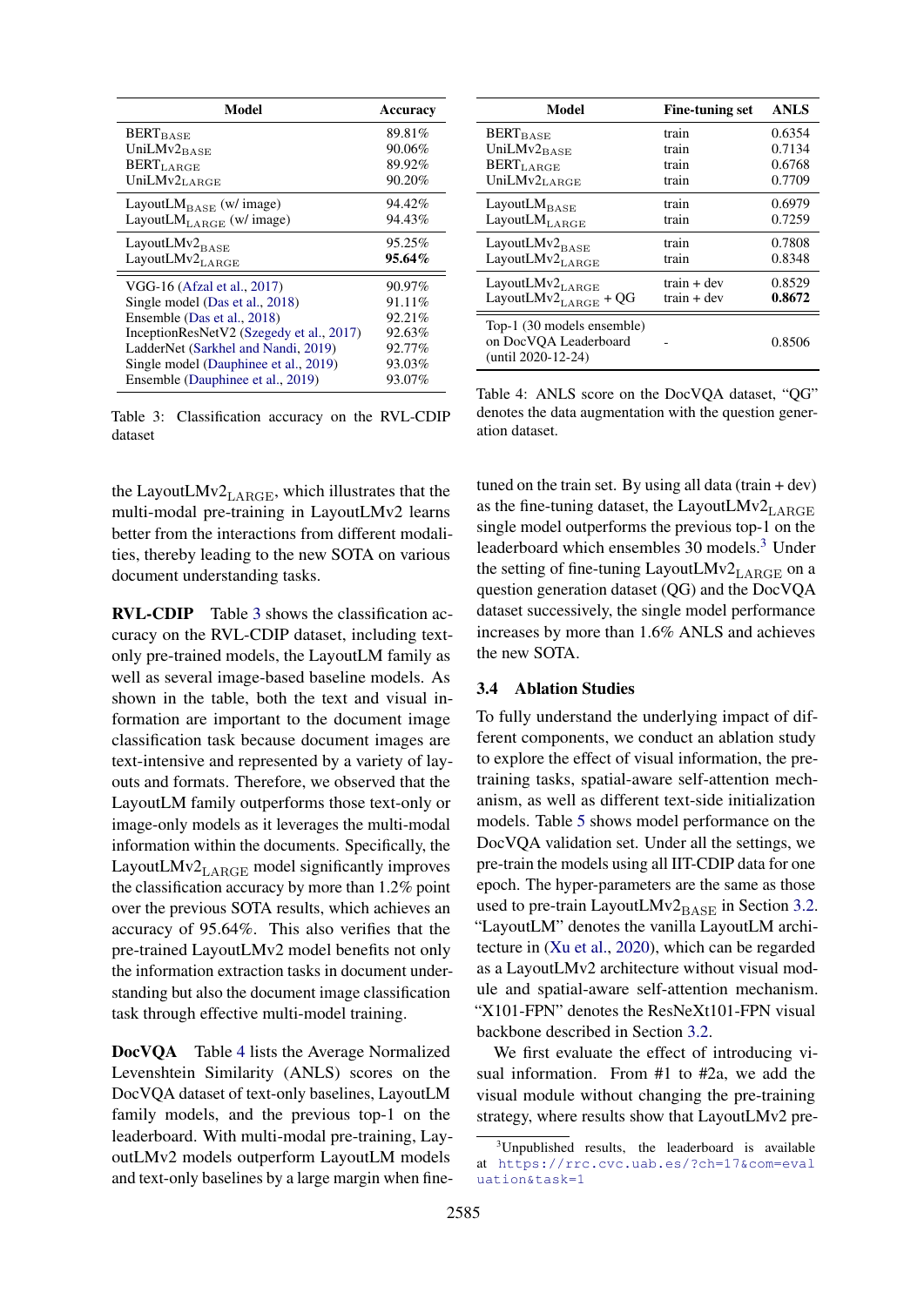| Model | Accuracy |
|---|---|
| $\text{BERT}_{\text{BASE}}$ | 89.81% |
| $\text{UniLMv2}_{\text{BASE}}$ | 90.06% |
| $\text{BERT}_{\text{LARGE}}$ | 89.92% |
| $\text{UniLMv2}_{\text{LARGE}}$ | 90.20% |
| $\text{LayoutLM}_{\text{BASE}}$ (w/ image) | 94.42% |
| $\text{LayoutLM}_{\text{LARGE}}$ (w/ image) | 94.43% |
| $\text{LayoutLMv2}_{\text{BASE}}$ | 95.25% |
| $\text{LayoutLMv2}_{\text{LARGE}}$ | **95.64%** |
| VGG-16 (Afzal et al., 2017) | 90.97% |
| Single model (Das et al., 2018) | 91.11% |
| Ensemble (Das et al., 2018) | 92.21% |
| InceptionResNetV2 (Szegedy et al., 2017) | 92.63% |
| LadderNet (Sarkhel and Nandi, 2019) | 92.77% |
| Single model (Dauphinee et al., 2019) | 93.03% |
| Ensemble (Dauphinee et al., 2019) | 93.07% |

Table 3: Classification accuracy on the RVL-CDIP dataset

| Model | Fine-tuning set | ANLS |
|---|---|---|
| $\text{BERT}_{\text{BASE}}$ | train | 0.6354 |
| $\text{UniLMv2}_{\text{BASE}}$ | train | 0.7134 |
| $\text{BERT}_{\text{LARGE}}$ | train | 0.6768 |
| $\text{UniLMv2}_{\text{LARGE}}$ | train | 0.7709 |
| $\text{LayoutLM}_{\text{BASE}}$ | train | 0.6979 |
| $\text{LayoutLM}_{\text{LARGE}}$ | train | 0.7259 |
| $\text{LayoutLMv2}_{\text{BASE}}$ | train | 0.7808 |
| $\text{LayoutLMv2}_{\text{LARGE}}$ | train | 0.8348 |
| $\text{LayoutLMv2}_{\text{LARGE}}$ | train + dev | 0.8529 |
| $\text{LayoutLMv2}_{\text{LARGE}}$ + QG | train + dev | **0.8672** |
| Top-1 (30 models ensemble) on DocVQA Leaderboard (until 2020-12-24) | - | 0.8506 |

Table 4: ANLS score on the DocVQA dataset, "QG" denotes the data augmentation with the question generation dataset.

the $\text{LayoutLMv2}_{\text{LARGE}}$, which illustrates that the multi-modal pre-training in LayoutLMv2 learns better from the interactions from different modalities, thereby leading to the new SOTA on various document understanding tasks.

**RVL-CDIP** Table 3 shows the classification accuracy on the RVL-CDIP dataset, including text-only pre-trained models, the LayoutLM family as well as several image-based baseline models. As shown in the table, both the text and visual information are important to the document image classification task because document images are text-intensive and represented by a variety of layouts and formats. Therefore, we observed that the LayoutLM family outperforms those text-only or image-only models as it leverages the multi-modal information within the documents. Specifically, the $\text{LayoutLMv2}_{\text{LARGE}}$ model significantly improves the classification accuracy by more than 1.2% point over the previous SOTA results, which achieves an accuracy of 95.64%. This also verifies that the pre-trained LayoutLMv2 model benefits not only the information extraction tasks in document understanding but also the document image classification task through effective multi-model training.

**DocVQA** Table 4 lists the Average Normalized Levenshtein Similarity (ANLS) scores on the DocVQA dataset of text-only baselines, LayoutLM family models, and the previous top-1 on the leaderboard. With multi-modal pre-training, LayoutLMv2 models outperform LayoutLM models and text-only baselines by a large margin when fine-tuned on the train set. By using all data (train + dev) as the fine-tuning dataset, the $\text{LayoutLMv2}_{\text{LARGE}}$ single model outperforms the previous top-1 on the leaderboard which ensembles 30 models.[3] Under the setting of fine-tuning $\text{LayoutLMv2}_{\text{LARGE}}$ on a question generation dataset (QG) and the DocVQA dataset successively, the single model performance increases by more than 1.6% ANLS and achieves the new SOTA.

### 3.4 Ablation Studies

To fully understand the underlying impact of different components, we conduct an ablation study to explore the effect of visual information, the pre-training tasks, spatial-aware self-attention mechanism, as well as different text-side initialization models. Table 5 shows model performance on the DocVQA validation set. Under all the settings, we pre-train the models using all IIT-CDIP data for one epoch. The hyper-parameters are the same as those used to pre-train $\text{LayoutLMv2}_{\text{BASE}}$ in Section 3.2. "LayoutLM" denotes the vanilla LayoutLM architecture in (Xu et al., 2020), which can be regarded as a LayoutLMv2 architecture without visual module and spatial-aware self-attention mechanism. "X101-FPN" denotes the ResNeXt101-FPN visual backbone described in Section 3.2.

We first evaluate the effect of introducing visual information. From #1 to #2a, we add the visual module without changing the pre-training strategy, where results show that LayoutLMv2 pre-

[3] Unpublished results, the leaderboard is available at https://rrc.cvc.uab.es/?ch=17&com=evaluation&task=1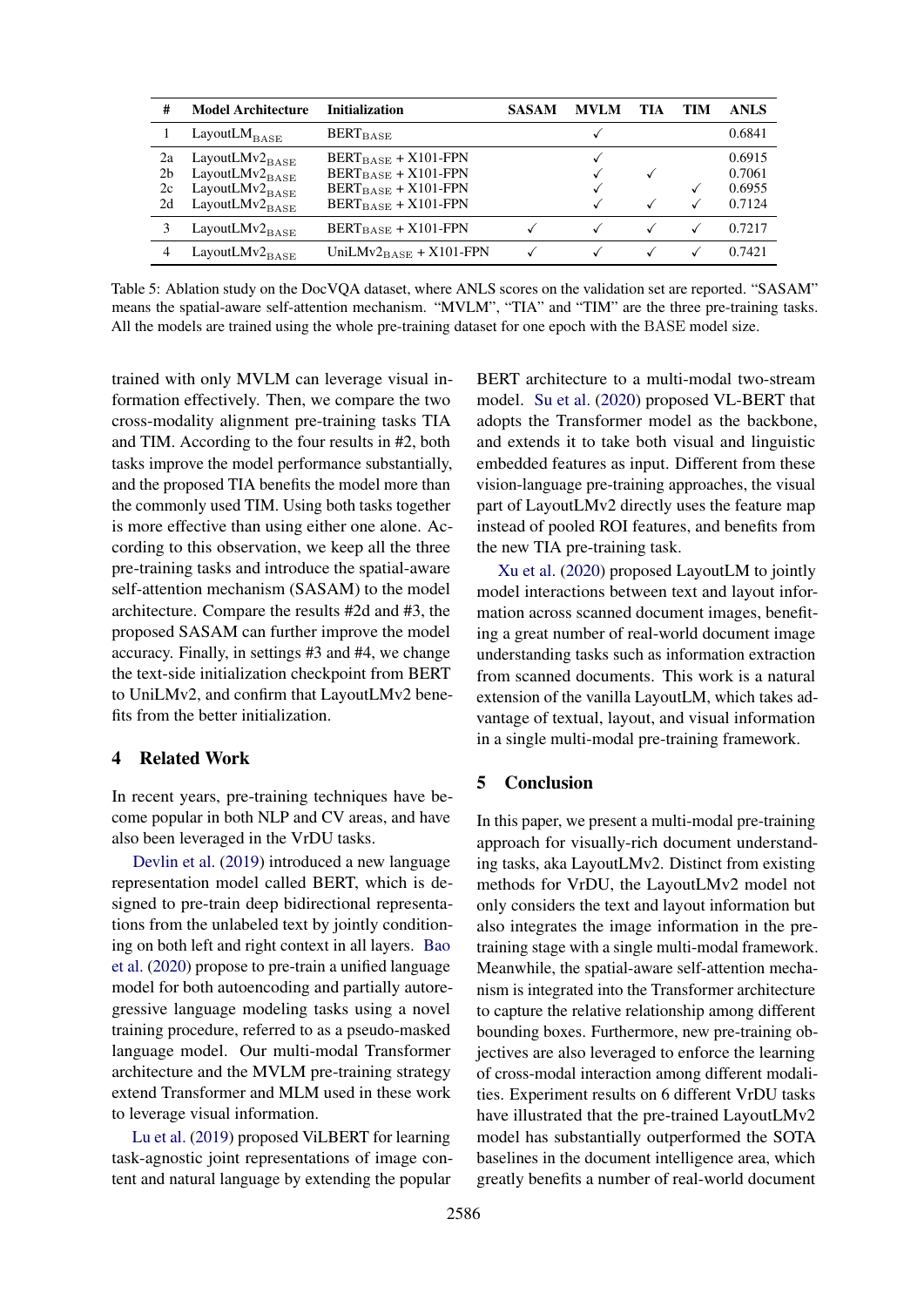| # | Model Architecture | Initialization | SASAM | MVLM | TIA | TIM | ANLS |
|---|---|---|---|---|---|---|---|
| 1 | LayoutLM$_{\text{BASE}}$ | BERT$_{\text{BASE}}$ | | ✓ | | | 0.6841 |
| 2a | LayoutLMv2$_{\text{BASE}}$ | BERT$_{\text{BASE}}$ + X101-FPN | | ✓ | | | 0.6915 |
| 2b | LayoutLMv2$_{\text{BASE}}$ | BERT$_{\text{BASE}}$ + X101-FPN | | ✓ | ✓ | | 0.7061 |
| 2c | LayoutLMv2$_{\text{BASE}}$ | BERT$_{\text{BASE}}$ + X101-FPN | | ✓ | | ✓ | 0.6955 |
| 2d | LayoutLMv2$_{\text{BASE}}$ | BERT$_{\text{BASE}}$ + X101-FPN | | ✓ | ✓ | ✓ | 0.7124 |
| 3 | LayoutLMv2$_{\text{BASE}}$ | BERT$_{\text{BASE}}$ + X101-FPN | ✓ | ✓ | ✓ | ✓ | 0.7217 |
| 4 | LayoutLMv2$_{\text{BASE}}$ | UniLMv2$_{\text{BASE}}$ + X101-FPN | ✓ | ✓ | ✓ | ✓ | 0.7421 |

Table 5: Ablation study on the DocVQA dataset, where ANLS scores on the validation set are reported. "SASAM" means the spatial-aware self-attention mechanism. "MVLM", "TIA" and "TIM" are the three pre-training tasks. All the models are trained using the whole pre-training dataset for one epoch with the BASE model size.

trained with only MVLM can leverage visual information effectively. Then, we compare the two cross-modality alignment pre-training tasks TIA and TIM. According to the four results in #2, both tasks improve the model performance substantially, and the proposed TIA benefits the model more than the commonly used TIM. Using both tasks together is more effective than using either one alone. According to this observation, we keep all the three pre-training tasks and introduce the spatial-aware self-attention mechanism (SASAM) to the model architecture. Compare the results #2d and #3, the proposed SASAM can further improve the model accuracy. Finally, in settings #3 and #4, we change the text-side initialization checkpoint from BERT to UniLMv2, and confirm that LayoutLMv2 benefits from the better initialization.

## 4 Related Work

In recent years, pre-training techniques have become popular in both NLP and CV areas, and have also been leveraged in the VrDU tasks.

Devlin et al. (2019) introduced a new language representation model called BERT, which is designed to pre-train deep bidirectional representations from the unlabeled text by jointly conditioning on both left and right context in all layers. Bao et al. (2020) propose to pre-train a unified language model for both autoencoding and partially autoregressive language modeling tasks using a novel training procedure, referred to as a pseudo-masked language model. Our multi-modal Transformer architecture and the MVLM pre-training strategy extend Transformer and MLM used in these work to leverage visual information.

Lu et al. (2019) proposed ViLBERT for learning task-agnostic joint representations of image content and natural language by extending the popular BERT architecture to a multi-modal two-stream model. Su et al. (2020) proposed VL-BERT that adopts the Transformer model as the backbone, and extends it to take both visual and linguistic embedded features as input. Different from these vision-language pre-training approaches, the visual part of LayoutLMv2 directly uses the feature map instead of pooled ROI features, and benefits from the new TIA pre-training task.

Xu et al. (2020) proposed LayoutLM to jointly model interactions between text and layout information across scanned document images, benefiting a great number of real-world document image understanding tasks such as information extraction from scanned documents. This work is a natural extension of the vanilla LayoutLM, which takes advantage of textual, layout, and visual information in a single multi-modal pre-training framework.

## 5 Conclusion

In this paper, we present a multi-modal pre-training approach for visually-rich document understanding tasks, aka LayoutLMv2. Distinct from existing methods for VrDU, the LayoutLMv2 model not only considers the text and layout information but also integrates the image information in the pre-training stage with a single multi-modal framework. Meanwhile, the spatial-aware self-attention mechanism is integrated into the Transformer architecture to capture the relative relationship among different bounding boxes. Furthermore, new pre-training objectives are also leveraged to enforce the learning of cross-modal interaction among different modalities. Experiment results on 6 different VrDU tasks have illustrated that the pre-trained LayoutLMv2 model has substantially outperformed the SOTA baselines in the document intelligence area, which greatly benefits a number of real-world document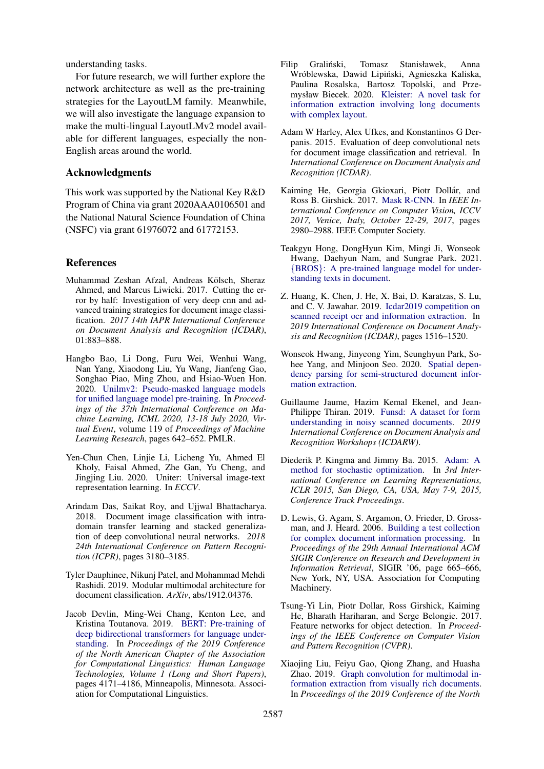understanding tasks.

For future research, we will further explore the network architecture as well as the pre-training strategies for the LayoutLM family. Meanwhile, we will also investigate the language expansion to make the multi-lingual LayoutLMv2 model available for different languages, especially the non-English areas around the world.

## Acknowledgments

This work was supported by the National Key R&D Program of China via grant 2020AAA0106501 and the National Natural Science Foundation of China (NSFC) via grant 61976072 and 61772153.

## References

Muhammad Zeshan Afzal, Andreas Kölsch, Sheraz Ahmed, and Marcus Liwicki. 2017. Cutting the error by half: Investigation of very deep cnn and advanced training strategies for document image classification. *2017 14th IAPR International Conference on Document Analysis and Recognition (ICDAR)*, 01:883–888.

Hangbo Bao, Li Dong, Furu Wei, Wenhui Wang, Nan Yang, Xiaodong Liu, Yu Wang, Jianfeng Gao, Songhao Piao, Ming Zhou, and Hsiao-Wuen Hon. 2020. Unilmv2: Pseudo-masked language models for unified language model pre-training. In *Proceedings of the 37th International Conference on Machine Learning, ICML 2020, 13-18 July 2020, Virtual Event*, volume 119 of *Proceedings of Machine Learning Research*, pages 642–652. PMLR.

Yen-Chun Chen, Linjie Li, Licheng Yu, Ahmed El Kholy, Faisal Ahmed, Zhe Gan, Yu Cheng, and Jingjing Liu. 2020. Uniter: Universal image-text representation learning. In *ECCV*.

Arindam Das, Saikat Roy, and Ujjwal Bhattacharya. 2018. Document image classification with intra-domain transfer learning and stacked generalization of deep convolutional neural networks. *2018 24th International Conference on Pattern Recognition (ICPR)*, pages 3180–3185.

Tyler Dauphinee, Nikunj Patel, and Mohammad Mehdi Rashidi. 2019. Modular multimodal architecture for document classification. *ArXiv*, abs/1912.04376.

Jacob Devlin, Ming-Wei Chang, Kenton Lee, and Kristina Toutanova. 2019. BERT: Pre-training of deep bidirectional transformers for language understanding. In *Proceedings of the 2019 Conference of the North American Chapter of the Association for Computational Linguistics: Human Language Technologies, Volume 1 (Long and Short Papers)*, pages 4171–4186, Minneapolis, Minnesota. Association for Computational Linguistics.

Filip Graliński, Tomasz Stanisławek, Anna Wróblewska, Dawid Lipiński, Agnieszka Kaliska, Paulina Rosalska, Bartosz Topolski, and Przemysław Biecek. 2020. Kleister: A novel task for information extraction involving long documents with complex layout.

Adam W Harley, Alex Ufkes, and Konstantinos G Derpanis. 2015. Evaluation of deep convolutional nets for document image classification and retrieval. In *International Conference on Document Analysis and Recognition (ICDAR)*.

Kaiming He, Georgia Gkioxari, Piotr Dollár, and Ross B. Girshick. 2017. Mask R-CNN. In *IEEE International Conference on Computer Vision, ICCV 2017, Venice, Italy, October 22-29, 2017*, pages 2980–2988. IEEE Computer Society.

Teakgyu Hong, DongHyun Kim, Mingi Ji, Wonseok Hwang, Daehyun Nam, and Sungrae Park. 2021. {BROS}: A pre-trained language model for understanding texts in document.

Z. Huang, K. Chen, J. He, X. Bai, D. Karatzas, S. Lu, and C. V. Jawahar. 2019. Icdar2019 competition on scanned receipt ocr and information extraction. In *2019 International Conference on Document Analysis and Recognition (ICDAR)*, pages 1516–1520.

Wonseok Hwang, Jinyeong Yim, Seunghyun Park, Sohee Yang, and Minjoon Seo. 2020. Spatial dependency parsing for semi-structured document information extraction.

Guillaume Jaume, Hazim Kemal Ekenel, and Jean-Philippe Thiran. 2019. Funsd: A dataset for form understanding in noisy scanned documents. *2019 International Conference on Document Analysis and Recognition Workshops (ICDARW)*.

Diederik P. Kingma and Jimmy Ba. 2015. Adam: A method for stochastic optimization. In *3rd International Conference on Learning Representations, ICLR 2015, San Diego, CA, USA, May 7-9, 2015, Conference Track Proceedings*.

D. Lewis, G. Agam, S. Argamon, O. Frieder, D. Grossman, and J. Heard. 2006. Building a test collection for complex document information processing. In *Proceedings of the 29th Annual International ACM SIGIR Conference on Research and Development in Information Retrieval*, SIGIR '06, page 665–666, New York, NY, USA. Association for Computing Machinery.

Tsung-Yi Lin, Piotr Dollar, Ross Girshick, Kaiming He, Bharath Hariharan, and Serge Belongie. 2017. Feature networks for object detection. In *Proceedings of the IEEE Conference on Computer Vision and Pattern Recognition (CVPR)*.

Xiaojing Liu, Feiyu Gao, Qiong Zhang, and Huasha Zhao. 2019. Graph convolution for multimodal information extraction from visually rich documents. In *Proceedings of the 2019 Conference of the North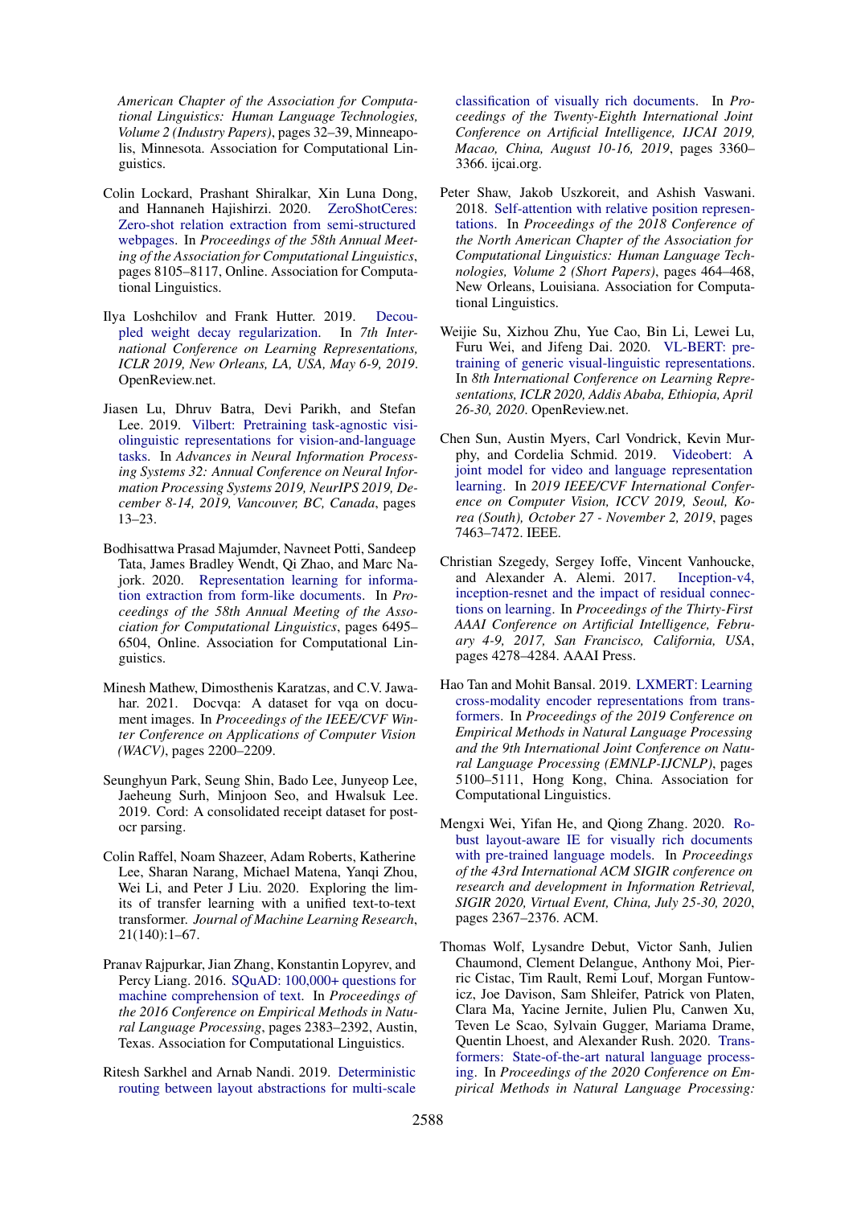American Chapter of the Association for Computational Linguistics: Human Language Technologies, Volume 2 (Industry Papers), pages 32–39, Minneapolis, Minnesota. Association for Computational Linguistics.

Colin Lockard, Prashant Shiralkar, Xin Luna Dong, and Hannaneh Hajishirzi. 2020. ZeroShotCeres: Zero-shot relation extraction from semi-structured webpages. In *Proceedings of the 58th Annual Meeting of the Association for Computational Linguistics*, pages 8105–8117, Online. Association for Computational Linguistics.

Ilya Loshchilov and Frank Hutter. 2019. Decoupled weight decay regularization. In *7th International Conference on Learning Representations, ICLR 2019, New Orleans, LA, USA, May 6-9, 2019*. OpenReview.net.

Jiasen Lu, Dhruv Batra, Devi Parikh, and Stefan Lee. 2019. Vilbert: Pretraining task-agnostic visiolinguistic representations for vision-and-language tasks. In *Advances in Neural Information Processing Systems 32: Annual Conference on Neural Information Processing Systems 2019, NeurIPS 2019, December 8-14, 2019, Vancouver, BC, Canada*, pages 13–23.

Bodhisattwa Prasad Majumder, Navneet Potti, Sandeep Tata, James Bradley Wendt, Qi Zhao, and Marc Najork. 2020. Representation learning for information extraction from form-like documents. In *Proceedings of the 58th Annual Meeting of the Association for Computational Linguistics*, pages 6495–6504, Online. Association for Computational Linguistics.

Minesh Mathew, Dimosthenis Karatzas, and C.V. Jawahar. 2021. Docvqa: A dataset for vqa on document images. In *Proceedings of the IEEE/CVF Winter Conference on Applications of Computer Vision (WACV)*, pages 2200–2209.

Seunghyun Park, Seung Shin, Bado Lee, Junyeop Lee, Jaeheung Surh, Minjoon Seo, and Hwalsuk Lee. 2019. Cord: A consolidated receipt dataset for post-ocr parsing.

Colin Raffel, Noam Shazeer, Adam Roberts, Katherine Lee, Sharan Narang, Michael Matena, Yanqi Zhou, Wei Li, and Peter J Liu. 2020. Exploring the limits of transfer learning with a unified text-to-text transformer. *Journal of Machine Learning Research*, 21(140):1–67.

Pranav Rajpurkar, Jian Zhang, Konstantin Lopyrev, and Percy Liang. 2016. SQuAD: 100,000+ questions for machine comprehension of text. In *Proceedings of the 2016 Conference on Empirical Methods in Natural Language Processing*, pages 2383–2392, Austin, Texas. Association for Computational Linguistics.

Ritesh Sarkhel and Arnab Nandi. 2019. Deterministic routing between layout abstractions for multi-scale classification of visually rich documents. In *Proceedings of the Twenty-Eighth International Joint Conference on Artificial Intelligence, IJCAI 2019, Macao, China, August 10-16, 2019*, pages 3360–3366. ijcai.org.

Peter Shaw, Jakob Uszkoreit, and Ashish Vaswani. 2018. Self-attention with relative position representations. In *Proceedings of the 2018 Conference of the North American Chapter of the Association for Computational Linguistics: Human Language Technologies, Volume 2 (Short Papers)*, pages 464–468, New Orleans, Louisiana. Association for Computational Linguistics.

Weijie Su, Xizhou Zhu, Yue Cao, Bin Li, Lewei Lu, Furu Wei, and Jifeng Dai. 2020. VL-BERT: pre-training of generic visual-linguistic representations. In *8th International Conference on Learning Representations, ICLR 2020, Addis Ababa, Ethiopia, April 26-30, 2020*. OpenReview.net.

Chen Sun, Austin Myers, Carl Vondrick, Kevin Murphy, and Cordelia Schmid. 2019. Videobert: A joint model for video and language representation learning. In *2019 IEEE/CVF International Conference on Computer Vision, ICCV 2019, Seoul, Korea (South), October 27 - November 2, 2019*, pages 7463–7472. IEEE.

Christian Szegedy, Sergey Ioffe, Vincent Vanhoucke, and Alexander A. Alemi. 2017. Inception-v4, inception-resnet and the impact of residual connections on learning. In *Proceedings of the Thirty-First AAAI Conference on Artificial Intelligence, February 4-9, 2017, San Francisco, California, USA*, pages 4278–4284. AAAI Press.

Hao Tan and Mohit Bansal. 2019. LXMERT: Learning cross-modality encoder representations from transformers. In *Proceedings of the 2019 Conference on Empirical Methods in Natural Language Processing and the 9th International Joint Conference on Natural Language Processing (EMNLP-IJCNLP)*, pages 5100–5111, Hong Kong, China. Association for Computational Linguistics.

Mengxi Wei, Yifan He, and Qiong Zhang. 2020. Robust layout-aware IE for visually rich documents with pre-trained language models. In *Proceedings of the 43rd International ACM SIGIR conference on research and development in Information Retrieval, SIGIR 2020, Virtual Event, China, July 25-30, 2020*, pages 2367–2376. ACM.

Thomas Wolf, Lysandre Debut, Victor Sanh, Julien Chaumond, Clement Delangue, Anthony Moi, Pierric Cistac, Tim Rault, Remi Louf, Morgan Funtowicz, Joe Davison, Sam Shleifer, Patrick von Platen, Clara Ma, Yacine Jernite, Julien Plu, Canwen Xu, Teven Le Scao, Sylvain Gugger, Mariama Drame, Quentin Lhoest, and Alexander Rush. 2020. Transformers: State-of-the-art natural language processing. In *Proceedings of the 2020 Conference on Empirical Methods in Natural Language Processing:*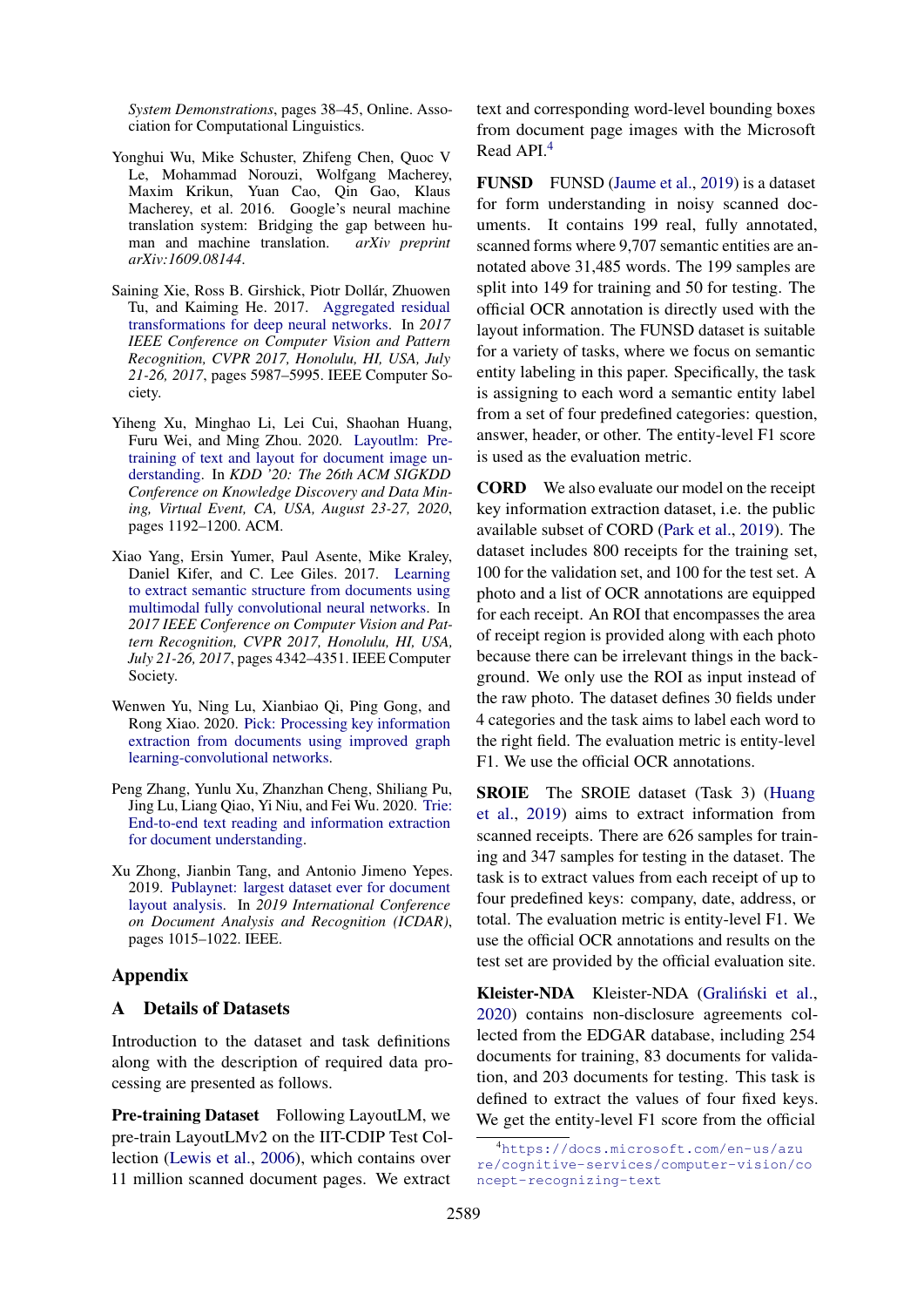System Demonstrations, pages 38–45, Online. Association for Computational Linguistics.

Yonghui Wu, Mike Schuster, Zhifeng Chen, Quoc V Le, Mohammad Norouzi, Wolfgang Macherey, Maxim Krikun, Yuan Cao, Qin Gao, Klaus Macherey, et al. 2016. Google's neural machine translation system: Bridging the gap between human and machine translation. *arXiv preprint arXiv:1609.08144*.

Saining Xie, Ross B. Girshick, Piotr Dollár, Zhuowen Tu, and Kaiming He. 2017. Aggregated residual transformations for deep neural networks. In *2017 IEEE Conference on Computer Vision and Pattern Recognition, CVPR 2017, Honolulu, HI, USA, July 21-26, 2017*, pages 5987–5995. IEEE Computer Society.

Yiheng Xu, Minghao Li, Lei Cui, Shaohan Huang, Furu Wei, and Ming Zhou. 2020. Layoutlm: Pre-training of text and layout for document image understanding. In *KDD '20: The 26th ACM SIGKDD Conference on Knowledge Discovery and Data Mining, Virtual Event, CA, USA, August 23-27, 2020*, pages 1192–1200. ACM.

Xiao Yang, Ersin Yumer, Paul Asente, Mike Kraley, Daniel Kifer, and C. Lee Giles. 2017. Learning to extract semantic structure from documents using multimodal fully convolutional neural networks. In *2017 IEEE Conference on Computer Vision and Pattern Recognition, CVPR 2017, Honolulu, HI, USA, July 21-26, 2017*, pages 4342–4351. IEEE Computer Society.

Wenwen Yu, Ning Lu, Xianbiao Qi, Ping Gong, and Rong Xiao. 2020. Pick: Processing key information extraction from documents using improved graph learning-convolutional networks.

Peng Zhang, Yunlu Xu, Zhanzhan Cheng, Shiliang Pu, Jing Lu, Liang Qiao, Yi Niu, and Fei Wu. 2020. Trie: End-to-end text reading and information extraction for document understanding.

Xu Zhong, Jianbin Tang, and Antonio Jimeno Yepes. 2019. Publaynet: largest dataset ever for document layout analysis. In *2019 International Conference on Document Analysis and Recognition (ICDAR)*, pages 1015–1022. IEEE.

# Appendix

## A Details of Datasets

Introduction to the dataset and task definitions along with the description of required data processing are presented as follows.

**Pre-training Dataset** Following LayoutLM, we pre-train LayoutLMv2 on the IIT-CDIP Test Collection (Lewis et al., 2006), which contains over 11 million scanned document pages. We extract text and corresponding word-level bounding boxes from document page images with the Microsoft Read API.[4]

**FUNSD** FUNSD (Jaume et al., 2019) is a dataset for form understanding in noisy scanned documents. It contains 199 real, fully annotated, scanned forms where 9,707 semantic entities are annotated above 31,485 words. The 199 samples are split into 149 for training and 50 for testing. The official OCR annotation is directly used with the layout information. The FUNSD dataset is suitable for a variety of tasks, where we focus on semantic entity labeling in this paper. Specifically, the task is assigning to each word a semantic entity label from a set of four predefined categories: question, answer, header, or other. The entity-level F1 score is used as the evaluation metric.

**CORD** We also evaluate our model on the receipt key information extraction dataset, i.e. the public available subset of CORD (Park et al., 2019). The dataset includes 800 receipts for the training set, 100 for the validation set, and 100 for the test set. A photo and a list of OCR annotations are equipped for each receipt. An ROI that encompasses the area of receipt region is provided along with each photo because there can be irrelevant things in the background. We only use the ROI as input instead of the raw photo. The dataset defines 30 fields under 4 categories and the task aims to label each word to the right field. The evaluation metric is entity-level F1. We use the official OCR annotations.

**SROIE** The SROIE dataset (Task 3) (Huang et al., 2019) aims to extract information from scanned receipts. There are 626 samples for training and 347 samples for testing in the dataset. The task is to extract values from each receipt of up to four predefined keys: company, date, address, or total. The evaluation metric is entity-level F1. We use the official OCR annotations and results on the test set are provided by the official evaluation site.

**Kleister-NDA** Kleister-NDA (Graliński et al., 2020) contains non-disclosure agreements collected from the EDGAR database, including 254 documents for training, 83 documents for validation, and 203 documents for testing. This task is defined to extract the values of four fixed keys. We get the entity-level F1 score from the official

[4] https://docs.microsoft.com/en-us/azure/cognitive-services/computer-vision/concept-recognizing-text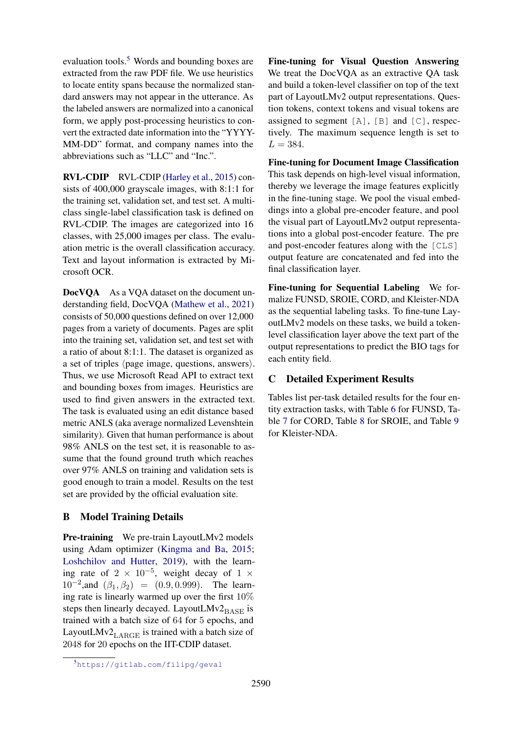evaluation tools.[5] Words and bounding boxes are extracted from the raw PDF file. We use heuristics to locate entity spans because the normalized standard answers may not appear in the utterance. As the labeled answers are normalized into a canonical form, we apply post-processing heuristics to convert the extracted date information into the "YYYY-MM-DD" format, and company names into the abbreviations such as "LLC" and "Inc.".

**RVL-CDIP** RVL-CDIP (Harley et al., 2015) consists of 400,000 grayscale images, with 8:1:1 for the training set, validation set, and test set. A multi-class single-label classification task is defined on RVL-CDIP. The images are categorized into 16 classes, with 25,000 images per class. The evaluation metric is the overall classification accuracy. Text and layout information is extracted by Microsoft OCR.

**DocVQA** As a VQA dataset on the document understanding field, DocVQA (Mathew et al., 2021) consists of 50,000 questions defined on over 12,000 pages from a variety of documents. Pages are split into the training set, validation set, and test set with a ratio of about 8:1:1. The dataset is organized as a set of triples ⟨page image, questions, answers⟩. Thus, we use Microsoft Read API to extract text and bounding boxes from images. Heuristics are used to find given answers in the extracted text. The task is evaluated using an edit distance based metric ANLS (aka average normalized Levenshtein similarity). Given that human performance is about 98% ANLS on the test set, it is reasonable to assume that the found ground truth which reaches over 97% ANLS on training and validation sets is good enough to train a model. Results on the test set are provided by the official evaluation site.

## B Model Training Details

**Pre-training** We pre-train LayoutLMv2 models using Adam optimizer (Kingma and Ba, 2015; Loshchilov and Hutter, 2019), with the learning rate of $2 \times 10^{-5}$, weight decay of $1 \times 10^{-2}$,and $(\beta_1, \beta_2) = (0.9, 0.999)$. The learning rate is linearly warmed up over the first $10\%$ steps then linearly decayed. LayoutLMv2$_{\mathrm{BASE}}$ is trained with a batch size of 64 for 5 epochs, and LayoutLMv2$_{\mathrm{LARGE}}$ is trained with a batch size of 2048 for 20 epochs on the IIT-CDIP dataset.

**Fine-tuning for Visual Question Answering** We treat the DocVQA as an extractive QA task and build a token-level classifier on top of the text part of LayoutLMv2 output representations. Question tokens, context tokens and visual tokens are assigned to segment [A], [B] and [C], respectively. The maximum sequence length is set to $L = 384$.

**Fine-tuning for Document Image Classification** This task depends on high-level visual information, thereby we leverage the image features explicitly in the fine-tuning stage. We pool the visual embeddings into a global pre-encoder feature, and pool the visual part of LayoutLMv2 output representations into a global post-encoder feature. The pre and post-encoder features along with the [CLS] output feature are concatenated and fed into the final classification layer.

**Fine-tuning for Sequential Labeling** We formalize FUNSD, SROIE, CORD, and Kleister-NDA as the sequential labeling tasks. To fine-tune LayoutLMv2 models on these tasks, we build a token-level classification layer above the text part of the output representations to predict the BIO tags for each entity field.

## C Detailed Experiment Results

Tables list per-task detailed results for the four entity extraction tasks, with Table 6 for FUNSD, Table 7 for CORD, Table 8 for SROIE, and Table 9 for Kleister-NDA.

[5] https://gitlab.com/filipg/geval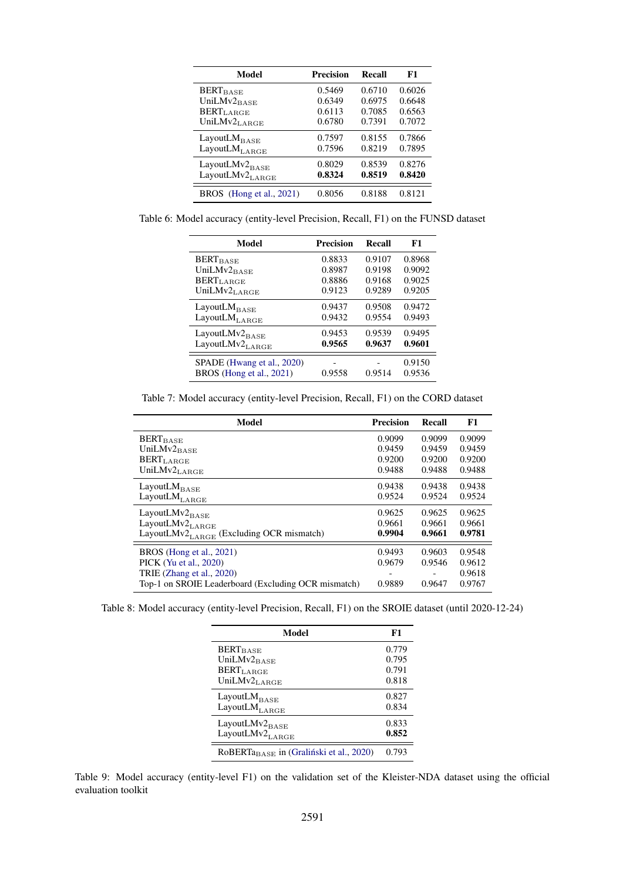| Model | Precision | Recall | F1 |
| --- | --- | --- | --- |
| $\text{BERT}_{\text{BASE}}$ | 0.5469 | 0.6710 | 0.6026 |
| $\text{UniLMv2}_{\text{BASE}}$ | 0.6349 | 0.6975 | 0.6648 |
| $\text{BERT}_{\text{LARGE}}$ | 0.6113 | 0.7085 | 0.6563 |
| $\text{UniLMv2}_{\text{LARGE}}$ | 0.6780 | 0.7391 | 0.7072 |
| $\text{LayoutLM}_{\text{BASE}}$ | 0.7597 | 0.8155 | 0.7866 |
| $\text{LayoutLM}_{\text{LARGE}}$ | 0.7596 | 0.8219 | 0.7895 |
| $\text{LayoutLMv2}_{\text{BASE}}$ | 0.8029 | 0.8539 | 0.8276 |
| $\text{LayoutLMv2}_{\text{LARGE}}$ | **0.8324** | **0.8519** | **0.8420** |
| BROS (Hong et al., 2021) | 0.8056 | 0.8188 | 0.8121 |

Table 6: Model accuracy (entity-level Precision, Recall, F1) on the FUNSD dataset

| Model | Precision | Recall | F1 |
| --- | --- | --- | --- |
| $\text{BERT}_{\text{BASE}}$ | 0.8833 | 0.9107 | 0.8968 |
| $\text{UniLMv2}_{\text{BASE}}$ | 0.8987 | 0.9198 | 0.9092 |
| $\text{BERT}_{\text{LARGE}}$ | 0.8886 | 0.9168 | 0.9025 |
| $\text{UniLMv2}_{\text{LARGE}}$ | 0.9123 | 0.9289 | 0.9205 |
| $\text{LayoutLM}_{\text{BASE}}$ | 0.9437 | 0.9508 | 0.9472 |
| $\text{LayoutLM}_{\text{LARGE}}$ | 0.9432 | 0.9554 | 0.9493 |
| $\text{LayoutLMv2}_{\text{BASE}}$ | 0.9453 | 0.9539 | 0.9495 |
| $\text{LayoutLMv2}_{\text{LARGE}}$ | **0.9565** | **0.9637** | **0.9601** |
| SPADE (Hwang et al., 2020) | - | - | 0.9150 |
| BROS (Hong et al., 2021) | 0.9558 | 0.9514 | 0.9536 |

Table 7: Model accuracy (entity-level Precision, Recall, F1) on the CORD dataset

| Model | Precision | Recall | F1 |
| --- | --- | --- | --- |
| $\text{BERT}_{\text{BASE}}$ | 0.9099 | 0.9099 | 0.9099 |
| $\text{UniLMv2}_{\text{BASE}}$ | 0.9459 | 0.9459 | 0.9459 |
| $\text{BERT}_{\text{LARGE}}$ | 0.9200 | 0.9200 | 0.9200 |
| $\text{UniLMv2}_{\text{LARGE}}$ | 0.9488 | 0.9488 | 0.9488 |
| $\text{LayoutLM}_{\text{BASE}}$ | 0.9438 | 0.9438 | 0.9438 |
| $\text{LayoutLM}_{\text{LARGE}}$ | 0.9524 | 0.9524 | 0.9524 |
| $\text{LayoutLMv2}_{\text{BASE}}$ | 0.9625 | 0.9625 | 0.9625 |
| $\text{LayoutLMv2}_{\text{LARGE}}$ | 0.9661 | 0.9661 | 0.9661 |
| $\text{LayoutLMv2}_{\text{LARGE}}$ (Excluding OCR mismatch) | **0.9904** | **0.9661** | **0.9781** |
| BROS (Hong et al., 2021) | 0.9493 | 0.9603 | 0.9548 |
| PICK (Yu et al., 2020) | 0.9679 | 0.9546 | 0.9612 |
| TRIE (Zhang et al., 2020) | - | - | 0.9618 |
| Top-1 on SROIE Leaderboard (Excluding OCR mismatch) | 0.9889 | 0.9647 | 0.9767 |

Table 8: Model accuracy (entity-level Precision, Recall, F1) on the SROIE dataset (until 2020-12-24)

| Model | F1 |
| --- | --- |
| $\text{BERT}_{\text{BASE}}$ | 0.779 |
| $\text{UniLMv2}_{\text{BASE}}$ | 0.795 |
| $\text{BERT}_{\text{LARGE}}$ | 0.791 |
| $\text{UniLMv2}_{\text{LARGE}}$ | 0.818 |
| $\text{LayoutLM}_{\text{BASE}}$ | 0.827 |
| $\text{LayoutLM}_{\text{LARGE}}$ | 0.834 |
| $\text{LayoutLMv2}_{\text{BASE}}$ | 0.833 |
| $\text{LayoutLMv2}_{\text{LARGE}}$ | **0.852** |
| $\text{RoBERTa}_{\text{BASE}}$ in (Graliński et al., 2020) | 0.793 |

Table 9: Model accuracy (entity-level F1) on the validation set of the Kleister-NDA dataset using the official evaluation toolkit